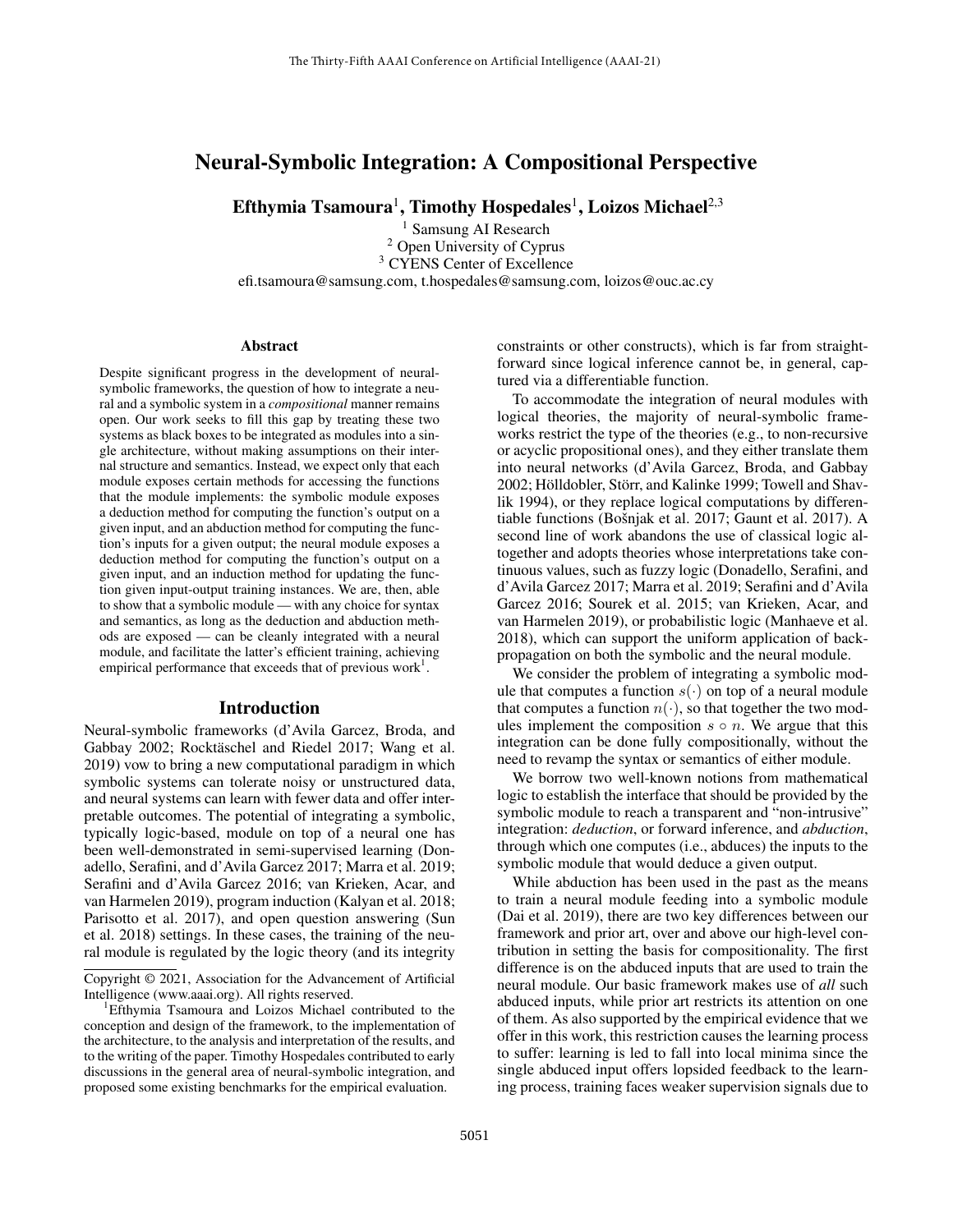# Neural-Symbolic Integration: A Compositional Perspective

**Efthymia Tsamoura**[1], **Timothy Hospedales**[1], **Loizos Michael**[2,3]

[1] Samsung AI Research
[2] Open University of Cyprus
[3] CYENS Center of Excellence

efi.tsamoura@samsung.com, t.hospedales@samsung.com, loizos@ouc.ac.cy

### Abstract

Despite significant progress in the development of neural-symbolic frameworks, the question of how to integrate a neural and a symbolic system in a *compositional* manner remains open. Our work seeks to fill this gap by treating these two systems as black boxes to be integrated as modules into a single architecture, without making assumptions on their internal structure and semantics. Instead, we expect only that each module exposes certain methods for accessing the functions that the module implements: the symbolic module exposes a deduction method for computing the function's output on a given input, and an abduction method for computing the function's inputs for a given output; the neural module exposes a deduction method for computing the function's output on a given input, and an induction method for updating the function given input-output training instances. We are, then, able to show that a symbolic module — with any choice for syntax and semantics, as long as the deduction and abduction methods are exposed — can be cleanly integrated with a neural module, and facilitate the latter's efficient training, achieving empirical performance that exceeds that of previous work[1].

## Introduction

Neural-symbolic frameworks (d'Avila Garcez, Broda, and Gabbay 2002; Rocktäschel and Riedel 2017; Wang et al. 2019) vow to bring a new computational paradigm in which symbolic systems can tolerate noisy or unstructured data, and neural systems can learn with fewer data and offer interpretable outcomes. The potential of integrating a symbolic, typically logic-based, module on top of a neural one has been well-demonstrated in semi-supervised learning (Donadello, Serafini, and d'Avila Garcez 2017; Marra et al. 2019; Serafini and d'Avila Garcez 2016; van Krieken, Acar, and van Harmelen 2019), program induction (Kalyan et al. 2018; Parisotto et al. 2017), and open question answering (Sun et al. 2018) settings. In these cases, the training of the neural module is regulated by the logic theory (and its integrity constraints or other constructs), which is far from straightforward since logical inference cannot be, in general, captured via a differentiable function.

To accommodate the integration of neural modules with logical theories, the majority of neural-symbolic frameworks restrict the type of the theories (e.g., to non-recursive or acyclic propositional ones), and they either translate them into neural networks (d'Avila Garcez, Broda, and Gabbay 2002; Hölldobler, Störr, and Kalinke 1999; Towell and Shavlik 1994), or they replace logical computations by differentiable functions (Bošnjak et al. 2017; Gaunt et al. 2017). A second line of work abandons the use of classical logic altogether and adopts theories whose interpretations take continuous values, such as fuzzy logic (Donadello, Serafini, and d'Avila Garcez 2017; Marra et al. 2019; Serafini and d'Avila Garcez 2016; Sourek et al. 2015; van Krieken, Acar, and van Harmelen 2019), or probabilistic logic (Manhaeve et al. 2018), which can support the uniform application of backpropagation on both the symbolic and the neural module.

We consider the problem of integrating a symbolic module that computes a function $s(\cdot)$ on top of a neural module that computes a function $n(\cdot)$, so that together the two modules implement the composition $s \circ n$. We argue that this integration can be done fully compositionally, without the need to revamp the syntax or semantics of either module.

We borrow two well-known notions from mathematical logic to establish the interface that should be provided by the symbolic module to reach a transparent and "non-intrusive" integration: *deduction*, or forward inference, and *abduction*, through which one computes (i.e., abduces) the inputs to the symbolic module that would deduce a given output.

While abduction has been used in the past as the means to train a neural module feeding into a symbolic module (Dai et al. 2019), there are two key differences between our framework and prior art, over and above our high-level contribution in setting the basis for compositionality. The first difference is on the abduced inputs that are used to train the neural module. Our basic framework makes use of *all* such abduced inputs, while prior art restricts its attention on one of them. As also supported by the empirical evidence that we offer in this work, this restriction causes the learning process to suffer: learning is led to fall into local minima since the single abduced input offers lopsided feedback to the learning process, training faces weaker supervision signals due to

---

Copyright © 2021, Association for the Advancement of Artificial Intelligence (www.aaai.org). All rights reserved.

[1] Efthymia Tsamoura and Loizos Michael contributed to the conception and design of the framework, to the implementation of the architecture, to the analysis and interpretation of the results, and to the writing of the paper. Timothy Hospedales contributed to early discussions in the general area of neural-symbolic integration, and proposed some existing benchmarks for the empirical evaluation.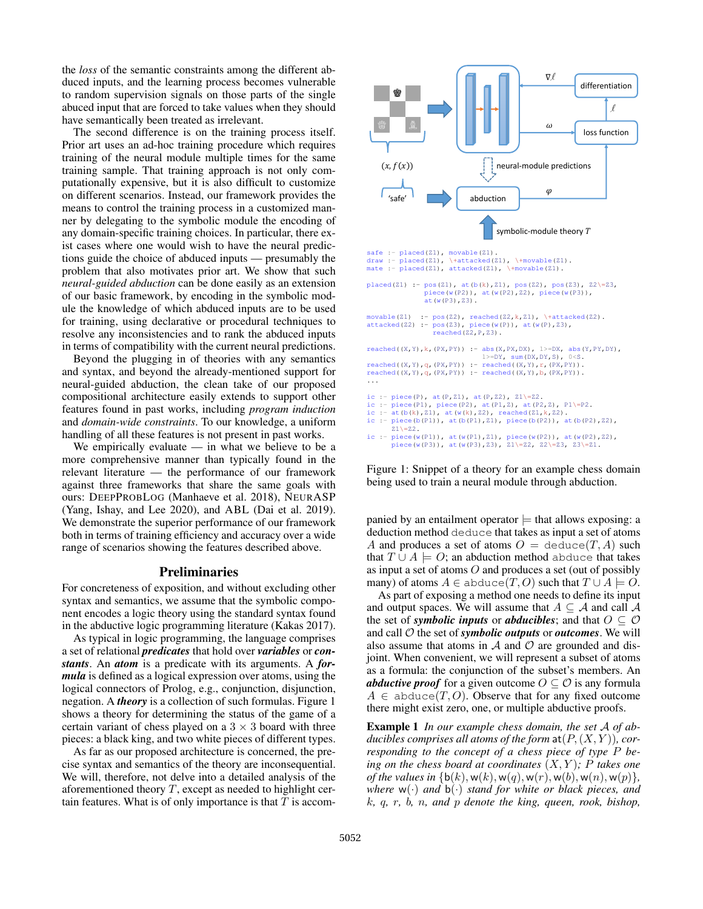the *loss* of the semantic constraints among the different abduced inputs, and the learning process becomes vulnerable to random supervision signals on those parts of the single abuced input that are forced to take values when they should have semantically been treated as irrelevant.

The second difference is on the training process itself. Prior art uses an ad-hoc training procedure which requires training of the neural module multiple times for the same training sample. That training approach is not only computationally expensive, but it is also difficult to customize on different scenarios. Instead, our framework provides the means to control the training process in a customized manner by delegating to the symbolic module the encoding of any domain-specific training choices. In particular, there exist cases where one would wish to have the neural predictions guide the choice of abduced inputs — presumably the problem that also motivates prior art. We show that such *neural-guided abduction* can be done easily as an extension of our basic framework, by encoding in the symbolic module the knowledge of which abduced inputs are to be used for training, using declarative or procedural techniques to resolve any inconsistencies and to rank the abduced inputs in terms of compatibility with the current neural predictions.

Beyond the plugging in of theories with any semantics and syntax, and beyond the already-mentioned support for neural-guided abduction, the clean take of our proposed compositional architecture easily extends to support other features found in past works, including *program induction* and *domain-wide constraints*. To our knowledge, a uniform handling of all these features is not present in past works.

We empirically evaluate — in what we believe to be a more comprehensive manner than typically found in the relevant literature — the performance of our framework against three frameworks that share the same goals with ours: DeepProbLog (Manhaeve et al. 2018), NeurASP (Yang, Ishay, and Lee 2020), and ABL (Dai et al. 2019). We demonstrate the superior performance of our framework both in terms of training efficiency and accuracy over a wide range of scenarios showing the features described above.

## Preliminaries

For concreteness of exposition, and without excluding other syntax and semantics, we assume that the symbolic component encodes a logic theory using the standard syntax found in the abductive logic programming literature (Kakas 2017).

As typical in logic programming, the language comprises a set of relational ***predicates*** that hold over ***variables*** or ***constants***. An ***atom*** is a predicate with its arguments. A ***formula*** is defined as a logical expression over atoms, using the logical connectors of Prolog, e.g., conjunction, disjunction, negation. A ***theory*** is a collection of such formulas. Figure 1 shows a theory for determining the status of the game of a certain variant of chess played on a $3 \times 3$ board with three pieces: a black king, and two white pieces of different types.

As far as our proposed architecture is concerned, the precise syntax and semantics of the theory are inconsequential. We will, therefore, not delve into a detailed analysis of the aforementioned theory $T$, except as needed to highlight certain features. What is of only importance is that $T$ is accompanied by an entailment operator $\models$ that allows exposing: a deduction method $\texttt{deduce}$ that takes as input a set of atoms $A$ and produces a set of atoms $O = \texttt{deduce}(T, A)$ such that $T \cup A \models O$; an abduction method $\texttt{abduce}$ that takes as input a set of atoms $O$ and produces a set (out of possibly many) of atoms $A \in \texttt{abduce}(T, O)$ such that $T \cup A \models O$.

```
safe :- placed(Z1), movable(Z1).
draw :- placed(Z1), \+attacked(Z1), \+movable(Z1).
mate :- placed(Z1), attacked(Z1), \+movable(Z1).

placed(Z1) :- pos(Z1), at(b(k),Z1), pos(Z2), pos(Z3), Z2\=Z3,
              piece(w(P2)), at(w(P2),Z2), piece(w(P3)),
              at(w(P3),Z3).

movable(Z1)  :- pos(Z2), reached(Z2,k,Z1), \+attacked(Z2).
attacked(Z2) :- pos(Z3), piece(w(P)), at(w(P),Z3),
                reached(Z2,P,Z3).

reached((X,Y),k,(PX,PY)) :- abs(X,PX,DX), 1>=DX, abs(Y,PY,DY),
                            1>=DY, sum(DX,DY,S), 0<S.
reached((X,Y),q,(PX,PY)) :- reached((X,Y),r,(PX,PY)).
reached((X,Y),q,(PX,PY)) :- reached((X,Y),b,(PX,PY)).
...

ic :- piece(P), at(P,Z1), at(P,Z2), Z1\=Z2.
ic :- piece(P1), piece(P2), at(P1,Z), at(P2,Z), P1\=P2.
ic :- at(b(k),Z1), at(w(k),Z2), reached(Z1,k,Z2).
ic :- piece(b(P1)), at(b(P1),Z1), piece(b(P2)), at(b(P2),Z2),
      Z1\=Z2.
ic :- piece(w(P1)), at(w(P1),Z1), piece(w(P2)), at(w(P2),Z2),
      piece(w(P3)), at(w(P3),Z3), Z1\=Z2, Z2\=Z3, Z3\=Z1.
```

Figure 1: Snippet of a theory for an example chess domain being used to train a neural module through abduction.

As part of exposing a method one needs to define its input and output spaces. We will assume that $A \subseteq \mathcal{A}$ and call $\mathcal{A}$ the set of ***symbolic inputs*** or ***abducibles***; and that $O \subseteq \mathcal{O}$ and call $\mathcal{O}$ the set of ***symbolic outputs*** or ***outcomes***. We will also assume that atoms in $\mathcal{A}$ and $\mathcal{O}$ are grounded and disjoint. When convenient, we will represent a subset of atoms as a formula: the conjunction of the subset's members. An ***abductive proof*** for a given outcome $O \subseteq \mathcal{O}$ is any formula $A \in \texttt{abduce}(T, O)$. Observe that for any fixed outcome there might exist zero, one, or multiple abductive proofs.

**Example 1** *In our example chess domain, the set $\mathcal{A}$ of abducibles comprises all atoms of the form $\mathsf{at}(P, (X, Y))$, corresponding to the concept of a chess piece of type $P$ being on the chess board at coordinates $(X, Y)$; $P$ takes one of the values in $\{\mathsf{b}(k), \mathsf{w}(k), \mathsf{w}(q), \mathsf{w}(r), \mathsf{w}(b), \mathsf{w}(n), \mathsf{w}(p)\}$, where $\mathsf{w}(\cdot)$ and $\mathsf{b}(\cdot)$ stand for white or black pieces, and $k$, $q$, $r$, $b$, $n$, and $p$ denote the king, queen, rook, bishop,*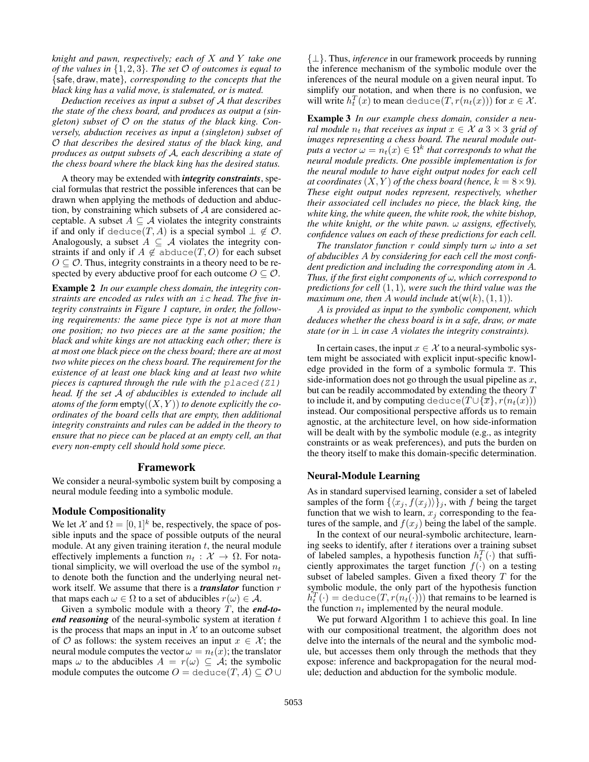*knight and pawn, respectively; each of $X$ and $Y$ take one of the values in $\{1, 2, 3\}$. The set $\mathcal{O}$ of outcomes is equal to $\{\mathsf{safe}, \mathsf{draw}, \mathsf{mate}\}$, corresponding to the concepts that the black king has a valid move, is stalemated, or is mated.*

*Deduction receives as input a subset of $\mathcal{A}$ that describes the state of the chess board, and produces as output a (singleton) subset of $\mathcal{O}$ on the status of the black king. Conversely, abduction receives as input a (singleton) subset of $\mathcal{O}$ that describes the desired status of the black king, and produces as output subsets of $\mathcal{A}$, each describing a state of the chess board where the black king has the desired status.*

A theory may be extended with ***integrity constraints***, special formulas that restrict the possible inferences that can be drawn when applying the methods of deduction and abduction, by constraining which subsets of $\mathcal{A}$ are considered acceptable. A subset $A \subseteq \mathcal{A}$ violates the integrity constraints if and only if $\mathtt{deduce}(T, A)$ is a special symbol $\bot \notin \mathcal{O}$. Analogously, a subset $A \subseteq \mathcal{A}$ violates the integrity constraints if and only if $A \notin \mathtt{abduce}(T, O)$ for each subset $O \subseteq \mathcal{O}$. Thus, integrity constraints in a theory need to be respected by every abductive proof for each outcome $O \subseteq \mathcal{O}$.

**Example 2** *In our example chess domain, the integrity constraints are encoded as rules with an `ic` head. The five integrity constraints in Figure 1 capture, in order, the following requirements: the same piece type is not at more than one position; no two pieces are at the same position; the black and white kings are not attacking each other; there is at most one black piece on the chess board; there are at most two white pieces on the chess board. The requirement for the existence of at least one black king and at least two white pieces is captured through the rule with the `placed(Z1)` head. If the set $\mathcal{A}$ of abducibles is extended to include all atoms of the form $\mathsf{empty}((X, Y))$ to denote explicitly the coordinates of the board cells that are empty, then additional integrity constraints and rules can be added in the theory to ensure that no piece can be placed at an empty cell, an that every non-empty cell should hold some piece.*

## Framework

We consider a neural-symbolic system built by composing a neural module feeding into a symbolic module.

### Module Compositionality

We let $\mathcal{X}$ and $\Omega = [0, 1]^k$ be, respectively, the space of possible inputs and the space of possible outputs of the neural module. At any given training iteration $t$, the neural module effectively implements a function $n_t : \mathcal{X} \to \Omega$. For notational simplicity, we will overload the use of the symbol $n_t$ to denote both the function and the underlying neural network itself. We assume that there is a ***translator*** function $r$ that maps each $\omega \in \Omega$ to a set of abducibles $r(\omega) \in \mathcal{A}$.

Given a symbolic module with a theory $T$, the ***end-to-end reasoning*** of the neural-symbolic system at iteration $t$ is the process that maps an input in $\mathcal{X}$ to an outcome subset of $\mathcal{O}$ as follows: the system receives an input $x \in \mathcal{X}$; the neural module computes the vector $\omega = n_t(x)$; the translator maps $\omega$ to the abducibles $A = r(\omega) \subseteq \mathcal{A}$; the symbolic module computes the outcome $O = \mathtt{deduce}(T, A) \subseteq \mathcal{O} \cup \{\bot\}$. Thus, *inference* in our framework proceeds by running the inference mechanism of the symbolic module over the inferences of the neural module on a given neural input. To simplify our notation, and when there is no confusion, we will write $h_t^T(x)$ to mean $\mathtt{deduce}(T, r(n_t(x)))$ for $x \in \mathcal{X}$.

**Example 3** *In our example chess domain, consider a neural module $n_t$ that receives as input $x \in \mathcal{X}$ a $3 \times 3$ grid of images representing a chess board. The neural module outputs a vector $\omega = n_t(x) \in \Omega^k$ that corresponds to what the neural module predicts. One possible implementation is for the neural module to have eight output nodes for each cell at coordinates $(X, Y)$ of the chess board (hence, $k = 8 \times 9$). These eight output nodes represent, respectively, whether their associated cell includes no piece, the black king, the white king, the white queen, the white rook, the white bishop, the white knight, or the white pawn. $\omega$ assigns, effectively, confidence values on each of these predictions for each cell.*

*The translator function $r$ could simply turn $\omega$ into a set of abducibles $A$ by considering for each cell the most confident prediction and including the corresponding atom in $A$. Thus, if the first eight components of $\omega$, which correspond to predictions for cell $(1, 1)$, were such the third value was the maximum one, then $A$ would include $\mathsf{at}(\mathsf{w}(k), (1, 1))$.*

*$A$ is provided as input to the symbolic component, which deduces whether the chess board is in a safe, draw, or mate state (or in $\bot$ in case $A$ violates the integrity constraints).*

In certain cases, the input $x \in \mathcal{X}$ to a neural-symbolic system might be associated with explicit input-specific knowledge provided in the form of a symbolic formula $\overline{x}$. This side-information does not go through the usual pipeline as $x$, but can be readily accommodated by extending the theory $T$ to include it, and by computing $\mathtt{deduce}(T \cup \{\overline{x}\}, r(n_t(x)))$ instead. Our compositional perspective affords us to remain agnostic, at the architecture level, on how side-information will be dealt with by the symbolic module (e.g., as integrity constraints or as weak preferences), and puts the burden on the theory itself to make this domain-specific determination.

### Neural-Module Learning

As in standard supervised learning, consider a set of labeled samples of the form $\{\langle x_j, f(x_j)\rangle\}_j$, with $f$ being the target function that we wish to learn, $x_j$ corresponding to the features of the sample, and $f(x_j)$ being the label of the sample.

In the context of our neural-symbolic architecture, learning seeks to identify, after $t$ iterations over a training subset of labeled samples, a hypothesis function $h_t^T(\cdot)$ that sufficiently approximates the target function $f(\cdot)$ on a testing subset of labeled samples. Given a fixed theory $T$ for the symbolic module, the only part of the hypothesis function $h_t^T(\cdot) = \mathtt{deduce}(T, r(n_t(\cdot)))$ that remains to be learned is the function $n_t$ implemented by the neural module.

We put forward Algorithm 1 to achieve this goal. In line with our compositional treatment, the algorithm does not delve into the internals of the neural and the symbolic module, but accesses them only through the methods that they expose: inference and backpropagation for the neural module; deduction and abduction for the symbolic module.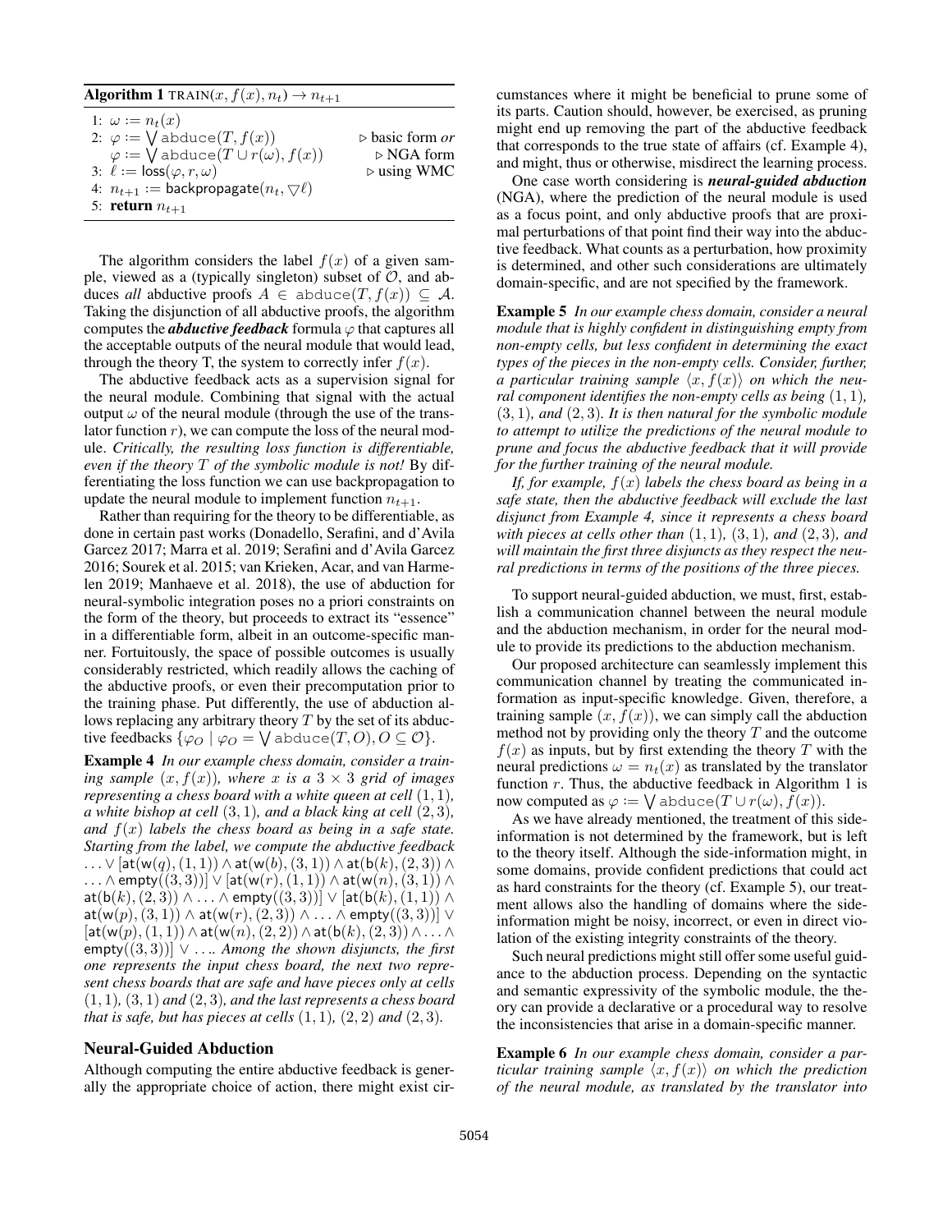**Algorithm 1** TRAIN$(x, f(x), n_t) \rightarrow n_{t+1}$

```
1: ω := n_t(x)
2: φ := ⋁ abduce(T, f(x))                ▷ basic form or
   φ := ⋁ abduce(T ∪ r(ω), f(x))         ▷ NGA form
3: ℓ := loss(φ, r, ω)                     ▷ using WMC
4: n_{t+1} := backpropagate(n_t, ▽ℓ)
5: return n_{t+1}
```

The algorithm considers the label $f(x)$ of a given sample, viewed as a (typically singleton) subset of $\mathcal{O}$, and abduces *all* abductive proofs $A \in \texttt{abduce}(T, f(x)) \subseteq \mathcal{A}$. Taking the disjunction of all abductive proofs, the algorithm computes the ***abductive feedback*** formula $\varphi$ that captures all the acceptable outputs of the neural module that would lead, through the theory T, the system to correctly infer $f(x)$.

The abductive feedback acts as a supervision signal for the neural module. Combining that signal with the actual output $\omega$ of the neural module (through the use of the translator function $r$), we can compute the loss of the neural module. *Critically, the resulting loss function is differentiable, even if the theory $T$ of the symbolic module is not!* By differentiating the loss function we can use backpropagation to update the neural module to implement function $n_{t+1}$.

Rather than requiring for the theory to be differentiable, as done in certain past works (Donadello, Serafini, and d'Avila Garcez 2017; Marra et al. 2019; Serafini and d'Avila Garcez 2016; Sourek et al. 2015; van Krieken, Acar, and van Harmelen 2019; Manhaeve et al. 2018), the use of abduction for neural-symbolic integration poses no a priori constraints on the form of the theory, but proceeds to extract its "essence" in a differentiable form, albeit in an outcome-specific manner. Fortuitously, the space of possible outcomes is usually considerably restricted, which readily allows the caching of the abductive proofs, or even their precomputation prior to the training phase. Put differently, the use of abduction allows replacing any arbitrary theory $T$ by the set of its abductive feedbacks $\{\varphi_O \mid \varphi_O = \bigvee \texttt{abduce}(T, O), O \subseteq \mathcal{O}\}$.

**Example 4** *In our example chess domain, consider a training sample $(x, f(x))$, where $x$ is a $3 \times 3$ grid of images representing a chess board with a white queen at cell $(1, 1)$, a white bishop at cell $(3, 1)$, and a black king at cell $(2, 3)$, and $f(x)$ labels the chess board as being in a safe state. Starting from the label, we compute the abductive feedback* $\ldots \vee [\mathsf{at}(\mathsf{w}(q),(1,1)) \wedge \mathsf{at}(\mathsf{w}(b),(3,1)) \wedge \mathsf{at}(\mathsf{b}(k),(2,3)) \wedge \ldots \wedge \mathsf{empty}((3,3))] \vee [\mathsf{at}(\mathsf{w}(r),(1,1)) \wedge \mathsf{at}(\mathsf{w}(n),(3,1)) \wedge \mathsf{at}(\mathsf{b}(k),(2,3)) \wedge \ldots \wedge \mathsf{empty}((3,3))] \vee [\mathsf{at}(\mathsf{b}(k),(1,1)) \wedge \mathsf{at}(\mathsf{w}(p),(3,1)) \wedge \mathsf{at}(\mathsf{w}(r),(2,3)) \wedge \ldots \wedge \mathsf{empty}((3,3))] \vee [\mathsf{at}(\mathsf{w}(p),(1,1)) \wedge \mathsf{at}(\mathsf{w}(n),(2,2)) \wedge \mathsf{at}(\mathsf{b}(k),(2,3)) \wedge \ldots \wedge \mathsf{empty}((3,3))] \vee \ldots$. *Among the shown disjuncts, the first one represents the input chess board, the next two represent chess boards that are safe and have pieces only at cells $(1, 1)$, $(3, 1)$ and $(2, 3)$, and the last represents a chess board that is safe, but has pieces at cells $(1, 1)$, $(2, 2)$ and $(2, 3)$.*

## Neural-Guided Abduction

Although computing the entire abductive feedback is generally the appropriate choice of action, there might exist circumstances where it might be beneficial to prune some of its parts. Caution should, however, be exercised, as pruning might end up removing the part of the abductive feedback that corresponds to the true state of affairs (cf. Example 4), and might, thus or otherwise, misdirect the learning process.

One case worth considering is ***neural-guided abduction*** (NGA), where the prediction of the neural module is used as a focus point, and only abductive proofs that are proximal perturbations of that point find their way into the abductive feedback. What counts as a perturbation, how proximity is determined, and other such considerations are ultimately domain-specific, and are not specified by the framework.

**Example 5** *In our example chess domain, consider a neural module that is highly confident in distinguishing empty from non-empty cells, but less confident in determining the exact types of the pieces in the non-empty cells. Consider, further, a particular training sample $\langle x, f(x)\rangle$ on which the neural component identifies the non-empty cells as being $(1, 1)$, $(3, 1)$, and $(2, 3)$. It is then natural for the symbolic module to attempt to utilize the predictions of the neural module to prune and focus the abductive feedback that it will provide for the further training of the neural module.*

*If, for example, $f(x)$ labels the chess board as being in a safe state, then the abductive feedback will exclude the last disjunct from Example 4, since it represents a chess board with pieces at cells other than $(1, 1)$, $(3, 1)$, and $(2, 3)$, and will maintain the first three disjuncts as they respect the neural predictions in terms of the positions of the three pieces.*

To support neural-guided abduction, we must, first, establish a communication channel between the neural module and the abduction mechanism, in order for the neural module to provide its predictions to the abduction mechanism.

Our proposed architecture can seamlessly implement this communication channel by treating the communicated information as input-specific knowledge. Given, therefore, a training sample $(x, f(x))$, we can simply call the abduction method not by providing only the theory $T$ and the outcome $f(x)$ as inputs, but by first extending the theory $T$ with the neural predictions $\omega = n_t(x)$ as translated by the translator function $r$. Thus, the abductive feedback in Algorithm 1 is now computed as $\varphi := \bigvee \texttt{abduce}(T \cup r(\omega), f(x))$.

As we have already mentioned, the treatment of this side-information is not determined by the framework, but is left to the theory itself. Although the side-information might, in some domains, provide confident predictions that could act as hard constraints for the theory (cf. Example 5), our treatment allows also the handling of domains where the side-information might be noisy, incorrect, or even in direct violation of the existing integrity constraints of the theory.

Such neural predictions might still offer some useful guidance to the abduction process. Depending on the syntactic and semantic expressivity of the symbolic module, the theory can provide a declarative or a procedural way to resolve the inconsistencies that arise in a domain-specific manner.

**Example 6** *In our example chess domain, consider a particular training sample $\langle x, f(x)\rangle$ on which the prediction of the neural module, as translated by the translator into*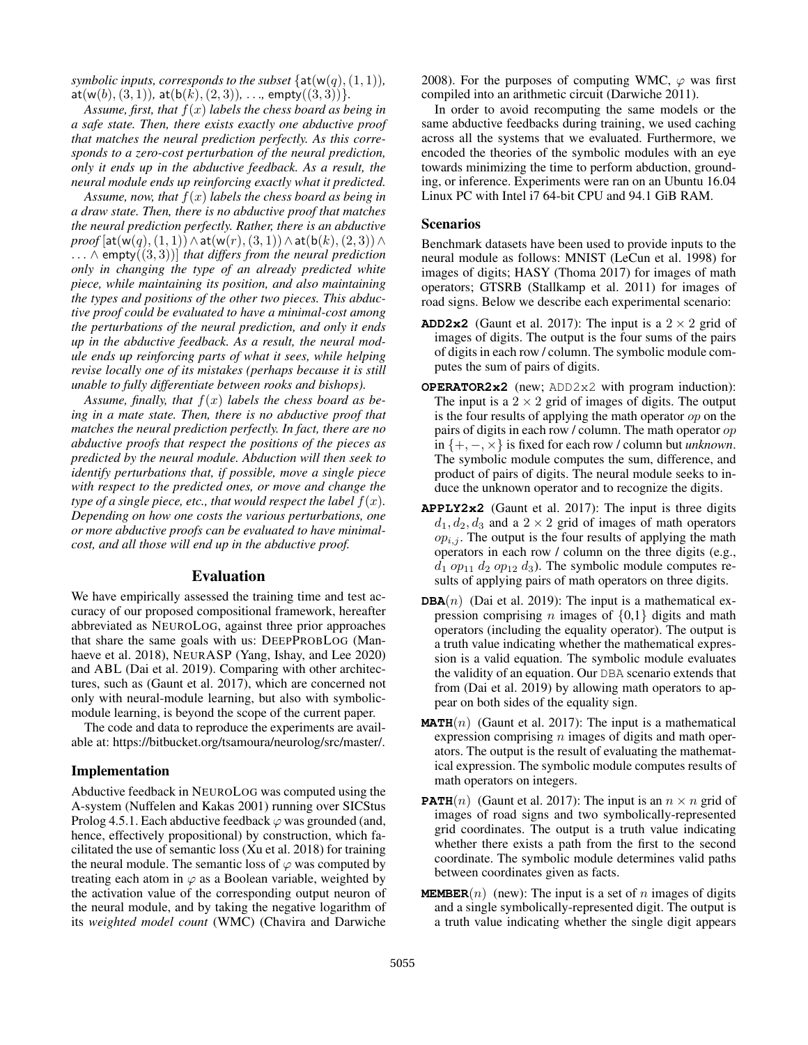*symbolic inputs, corresponds to the subset* $\{\mathsf{at}(\mathsf{w}(q),(1,1)),$ $\mathsf{at}(\mathsf{w}(b),(3,1)),\ \mathsf{at}(\mathsf{b}(k),(2,3)),\ \ldots,\ \mathsf{empty}((3,3))\}$.

*Assume, first, that* $f(x)$ *labels the chess board as being in a safe state. Then, there exists exactly one abductive proof that matches the neural prediction perfectly. As this corresponds to a zero-cost perturbation of the neural prediction, only it ends up in the abductive feedback. As a result, the neural module ends up reinforcing exactly what it predicted.*

*Assume, now, that* $f(x)$ *labels the chess board as being in a draw state. Then, there is no abductive proof that matches the neural prediction perfectly. Rather, there is an abductive proof* $[\mathsf{at}(\mathsf{w}(q),(1,1)) \wedge \mathsf{at}(\mathsf{w}(r),(3,1)) \wedge \mathsf{at}(\mathsf{b}(k),(2,3)) \wedge \ldots \wedge \mathsf{empty}((3,3))]$ *that differs from the neural prediction only in changing the type of an already predicted white piece, while maintaining its position, and also maintaining the types and positions of the other two pieces. This abductive proof could be evaluated to have a minimal-cost among the perturbations of the neural prediction, and only it ends up in the abductive feedback. As a result, the neural module ends up reinforcing parts of what it sees, while helping revise locally one of its mistakes (perhaps because it is still unable to fully differentiate between rooks and bishops).*

*Assume, finally, that* $f(x)$ *labels the chess board as being in a mate state. Then, there is no abductive proof that matches the neural prediction perfectly. In fact, there are no abductive proofs that respect the positions of the pieces as predicted by the neural module. Abduction will then seek to identify perturbations that, if possible, move a single piece with respect to the predicted ones, or move and change the type of a single piece, etc., that would respect the label* $f(x)$*. Depending on how one costs the various perturbations, one or more abductive proofs can be evaluated to have minimal-cost, and all those will end up in the abductive proof.*

## Evaluation

We have empirically assessed the training time and test accuracy of our proposed compositional framework, hereafter abbreviated as NEUROLOG, against three prior approaches that share the same goals with us: DEEPPROBLOG (Manhaeve et al. 2018), NEURASP (Yang, Ishay, and Lee 2020) and ABL (Dai et al. 2019). Comparing with other architectures, such as (Gaunt et al. 2017), which are concerned not only with neural-module learning, but also with symbolic-module learning, is beyond the scope of the current paper.

The code and data to reproduce the experiments are available at: https://bitbucket.org/tsamoura/neurolog/src/master/.

### Implementation

Abductive feedback in NEUROLOG was computed using the A-system (Nuffelen and Kakas 2001) running over SICStus Prolog 4.5.1. Each abductive feedback $\varphi$ was grounded (and, hence, effectively propositional) by construction, which facilitated the use of semantic loss (Xu et al. 2018) for training the neural module. The semantic loss of $\varphi$ was computed by treating each atom in $\varphi$ as a Boolean variable, weighted by the activation value of the corresponding output neuron of the neural module, and by taking the negative logarithm of its *weighted model count* (WMC) (Chavira and Darwiche 2008). For the purposes of computing WMC, $\varphi$ was first compiled into an arithmetic circuit (Darwiche 2011).

In order to avoid recomputing the same models or the same abductive feedbacks during training, we used caching across all the systems that we evaluated. Furthermore, we encoded the theories of the symbolic modules with an eye towards minimizing the time to perform abduction, grounding, or inference. Experiments were ran on an Ubuntu 16.04 Linux PC with Intel i7 64-bit CPU and 94.1 GiB RAM.

### Scenarios

Benchmark datasets have been used to provide inputs to the neural module as follows: MNIST (LeCun et al. 1998) for images of digits; HASY (Thoma 2017) for images of math operators; GTSRB (Stallkamp et al. 2011) for images of road signs. Below we describe each experimental scenario:

- **ADD2x2** (Gaunt et al. 2017): The input is a $2 \times 2$ grid of images of digits. The output is the four sums of the pairs of digits in each row / column. The symbolic module computes the sum of pairs of digits.
- **OPERATOR2x2** (new; `ADD2x2` with program induction): The input is a $2 \times 2$ grid of images of digits. The output is the four results of applying the math operator $op$ on the pairs of digits in each row / column. The math operator $op$ in $\{+, -, \times\}$ is fixed for each row / column but *unknown*. The symbolic module computes the sum, difference, and product of pairs of digits. The neural module seeks to induce the unknown operator and to recognize the digits.
- **APPLY2x2** (Gaunt et al. 2017): The input is three digits $d_1, d_2, d_3$ and a $2 \times 2$ grid of images of math operators $op_{i,j}$. The output is the four results of applying the math operators in each row / column on the three digits (e.g., $d_1\ op_{11}\ d_2\ op_{12}\ d_3$). The symbolic module computes results of applying pairs of math operators on three digits.
- **DBA**$(n)$ (Dai et al. 2019): The input is a mathematical expression comprising $n$ images of {0,1} digits and math operators (including the equality operator). The output is a truth value indicating whether the mathematical expression is a valid equation. The symbolic module evaluates the validity of an equation. Our `DBA` scenario extends that from (Dai et al. 2019) by allowing math operators to appear on both sides of the equality sign.
- **MATH**$(n)$ (Gaunt et al. 2017): The input is a mathematical expression comprising $n$ images of digits and math operators. The output is the result of evaluating the mathematical expression. The symbolic module computes results of math operators on integers.
- **PATH**$(n)$ (Gaunt et al. 2017): The input is an $n \times n$ grid of images of road signs and two symbolically-represented grid coordinates. The output is a truth value indicating whether there exists a path from the first to the second coordinate. The symbolic module determines valid paths between coordinates given as facts.
- **MEMBER**$(n)$ (new): The input is a set of $n$ images of digits and a single symbolically-represented digit. The output is a truth value indicating whether the single digit appears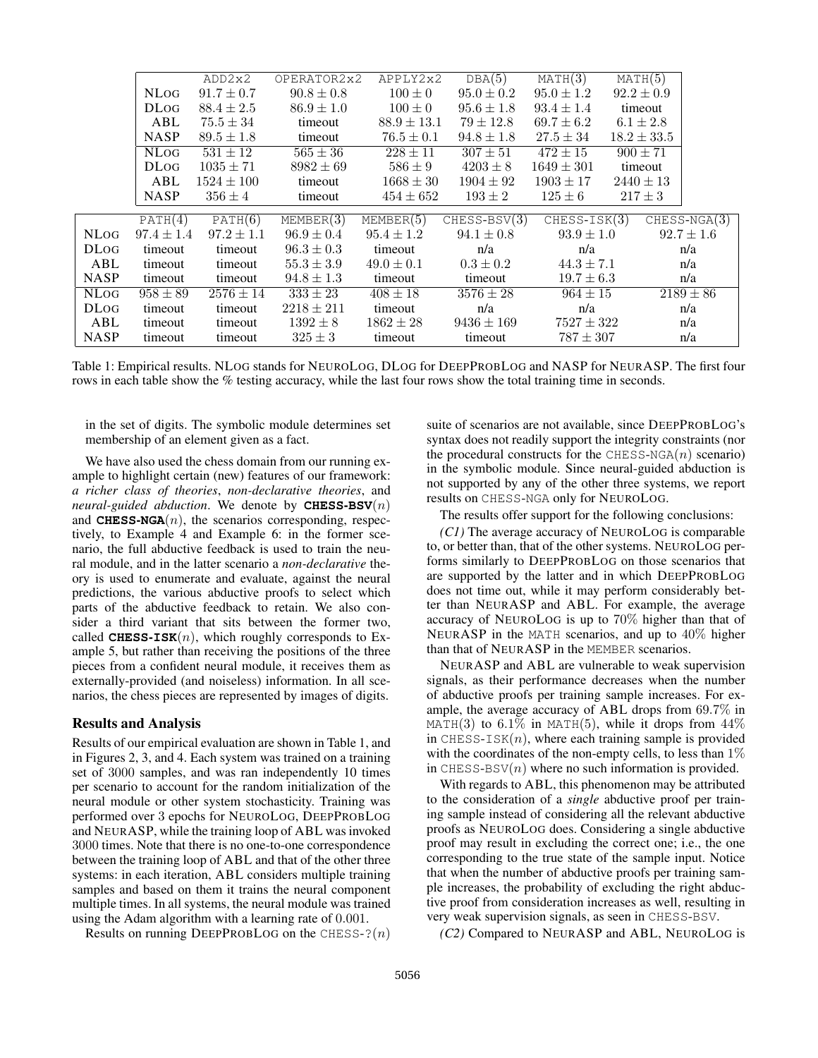|  | ADD2x2 | OPERATOR2x2 | APPLY2x2 | DBA(5) | MATH(3) | MATH(5) |
|---|---|---|---|---|---|---|
| NLOG | $91.7 \pm 0.7$ | $90.8 \pm 0.8$ | $100 \pm 0$ | $95.0 \pm 0.2$ | $95.0 \pm 1.2$ | $92.2 \pm 0.9$ |
| DLOG | $88.4 \pm 2.5$ | $86.9 \pm 1.0$ | $100 \pm 0$ | $95.6 \pm 1.8$ | $93.4 \pm 1.4$ | timeout |
| ABL | $75.5 \pm 34$ | timeout | $88.9 \pm 13.1$ | $79 \pm 12.8$ | $69.7 \pm 6.2$ | $6.1 \pm 2.8$ |
| NASP | $89.5 \pm 1.8$ | timeout | $76.5 \pm 0.1$ | $94.8 \pm 1.8$ | $27.5 \pm 34$ | $18.2 \pm 33.5$ |
| NLOG | $531 \pm 12$ | $565 \pm 36$ | $228 \pm 11$ | $307 \pm 51$ | $472 \pm 15$ | $900 \pm 71$ |
| DLOG | $1035 \pm 71$ | $8982 \pm 69$ | $586 \pm 9$ | $4203 \pm 8$ | $1649 \pm 301$ | timeout |
| ABL | $1524 \pm 100$ | timeout | $1668 \pm 30$ | $1904 \pm 92$ | $1903 \pm 17$ | $2440 \pm 13$ |
| NASP | $356 \pm 4$ | timeout | $454 \pm 652$ | $193 \pm 2$ | $125 \pm 6$ | $217 \pm 3$ |

|  | PATH(4) | PATH(6) | MEMBER(3) | MEMBER(5) | CHESS-BSV(3) | CHESS-ISK(3) | CHESS-NGA(3) |
|---|---|---|---|---|---|---|---|
| NLOG | $97.4 \pm 1.4$ | $97.2 \pm 1.1$ | $96.9 \pm 0.4$ | $95.4 \pm 1.2$ | $94.1 \pm 0.8$ | $93.9 \pm 1.0$ | $92.7 \pm 1.6$ |
| DLOG | timeout | timeout | $96.3 \pm 0.3$ | timeout | n/a | n/a | n/a |
| ABL | timeout | timeout | $55.3 \pm 3.9$ | $49.0 \pm 0.1$ | $0.3 \pm 0.2$ | $44.3 \pm 7.1$ | n/a |
| NASP | timeout | timeout | $94.8 \pm 1.3$ | timeout | timeout | $19.7 \pm 6.3$ | n/a |
| NLOG | $958 \pm 89$ | $2576 \pm 14$ | $333 \pm 23$ | $408 \pm 18$ | $3576 \pm 28$ | $964 \pm 15$ | $2189 \pm 86$ |
| DLOG | timeout | timeout | $2218 \pm 211$ | timeout | n/a | n/a | n/a |
| ABL | timeout | timeout | $1392 \pm 8$ | $1862 \pm 28$ | $9436 \pm 169$ | $7527 \pm 322$ | n/a |
| NASP | timeout | timeout | $325 \pm 3$ | timeout | timeout | $787 \pm 307$ | n/a |

Table 1: Empirical results. NLOG stands for NEUROLOG, DLOG for DEEPPROBLOG and NASP for NEURASP. The first four rows in each table show the % testing accuracy, while the last four rows show the total training time in seconds.

in the set of digits. The symbolic module determines set membership of an element given as a fact.

We have also used the chess domain from our running example to highlight certain (new) features of our framework: *a richer class of theories*, *non-declarative theories*, and *neural-guided abduction*. We denote by **CHESS-BSV**$(n)$ and **CHESS-NGA**$(n)$, the scenarios corresponding, respectively, to Example 4 and Example 6: in the former scenario, the full abductive feedback is used to train the neural module, and in the latter scenario a *non-declarative* theory is used to enumerate and evaluate, against the neural predictions, the various abductive proofs to select which parts of the abductive feedback to retain. We also consider a third variant that sits between the former two, called **CHESS-ISK**$(n)$, which roughly corresponds to Example 5, but rather than receiving the positions of the three pieces from a confident neural module, it receives them as externally-provided (and noiseless) information. In all scenarios, the chess pieces are represented by images of digits.

## Results and Analysis

Results of our empirical evaluation are shown in Table 1, and in Figures 2, 3, and 4. Each system was trained on a training set of 3000 samples, and was ran independently 10 times per scenario to account for the random initialization of the neural module or other system stochasticity. Training was performed over 3 epochs for NEUROLOG, DEEPPROBLOG and NEURASP, while the training loop of ABL was invoked 3000 times. Note that there is no one-to-one correspondence between the training loop of ABL and that of the other three systems: in each iteration, ABL considers multiple training samples and based on them it trains the neural component multiple times. In all systems, the neural module was trained using the Adam algorithm with a learning rate of 0.001.

Results on running DEEPPROBLOG on the CHESS-?$(n)$ suite of scenarios are not available, since DEEPPROBLOG's syntax does not readily support the integrity constraints (nor the procedural constructs for the CHESS-NGA$(n)$ scenario) in the symbolic module. Since neural-guided abduction is not supported by any of the other three systems, we report results on CHESS-NGA only for NEUROLOG.

The results offer support for the following conclusions:

*(C1)* The average accuracy of NEUROLOG is comparable to, or better than, that of the other systems. NEUROLOG performs similarly to DEEPPROBLOG on those scenarios that are supported by the latter and in which DEEPPROBLOG does not time out, while it may perform considerably better than NEURASP and ABL. For example, the average accuracy of NEUROLOG is up to 70% higher than that of NEURASP in the MATH scenarios, and up to 40% higher than that of NEURASP in the MEMBER scenarios.

NEURASP and ABL are vulnerable to weak supervision signals, as their performance decreases when the number of abductive proofs per training sample increases. For example, the average accuracy of ABL drops from 69.7% in MATH(3) to 6.1% in MATH(5), while it drops from 44% in CHESS-ISK$(n)$, where each training sample is provided with the coordinates of the non-empty cells, to less than 1% in CHESS-BSV$(n)$ where no such information is provided.

With regards to ABL, this phenomenon may be attributed to the consideration of a *single* abductive proof per training sample instead of considering all the relevant abductive proofs as NEUROLOG does. Considering a single abductive proof may result in excluding the correct one; i.e., the one corresponding to the true state of the sample input. Notice that when the number of abductive proofs per training sample increases, the probability of excluding the right abductive proof from consideration increases as well, resulting in very weak supervision signals, as seen in CHESS-BSV.

*(C2)* Compared to NEURASP and ABL, NEUROLOG is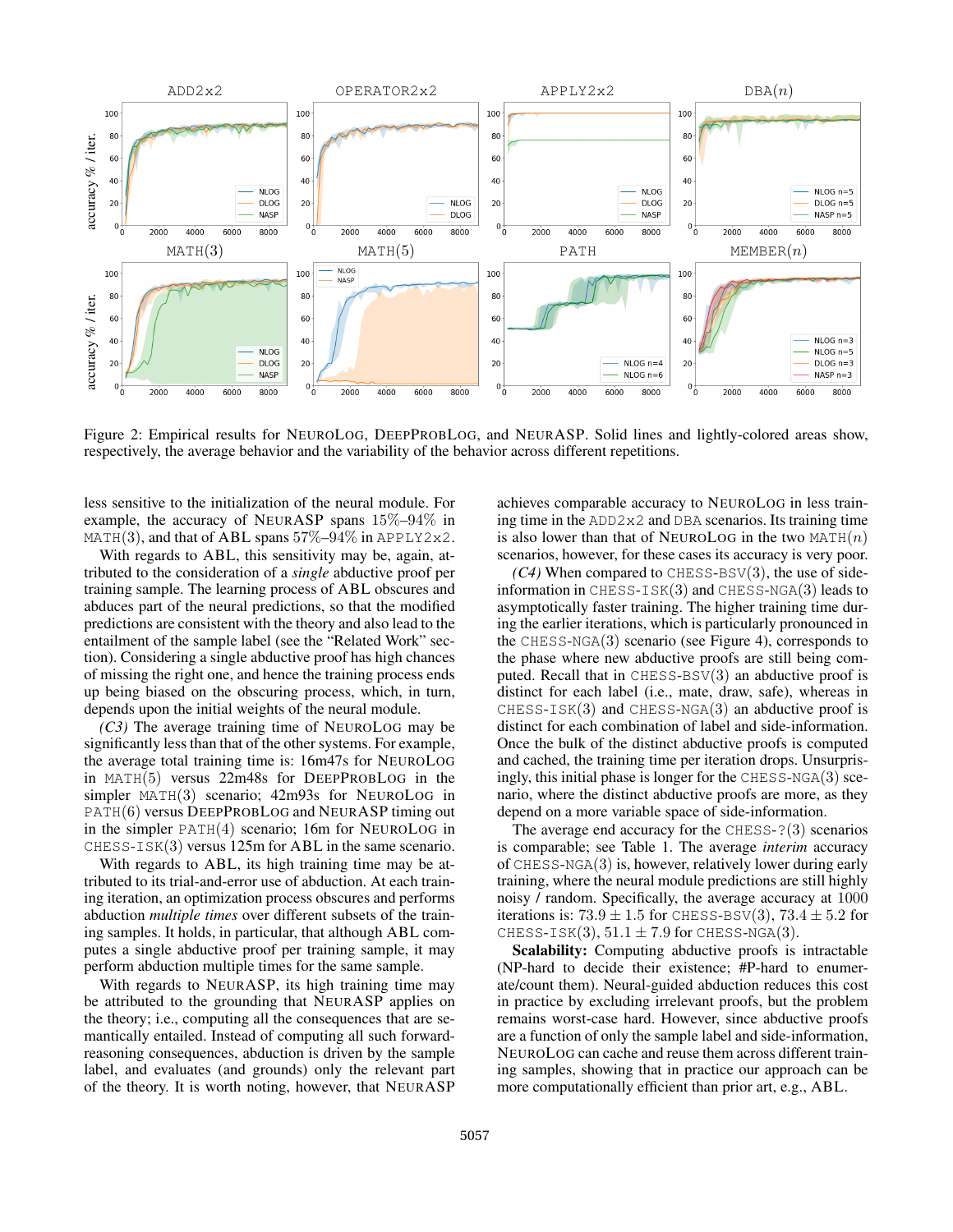Figure 2: Empirical results for NEUROLOG, DEEPPROBLOG, and NEURASP. Solid lines and lightly-colored areas show, respectively, the average behavior and the variability of the behavior across different repetitions.

less sensitive to the initialization of the neural module. For example, the accuracy of NEURASP spans 15%–94% in MATH(3), and that of ABL spans 57%–94% in APPLY2x2.

With regards to ABL, this sensitivity may be, again, attributed to the consideration of a *single* abductive proof per training sample. The learning process of ABL obscures and abduces part of the neural predictions, so that the modified predictions are consistent with the theory and also lead to the entailment of the sample label (see the "Related Work" section). Considering a single abductive proof has high chances of missing the right one, and hence the training process ends up being biased on the obscuring process, which, in turn, depends upon the initial weights of the neural module.

*(C3)* The average training time of NEUROLOG may be significantly less than that of the other systems. For example, the average total training time is: 16m47s for NEUROLOG in MATH(5) versus 22m48s for DEEPPROBLOG in the simpler MATH(3) scenario; 42m93s for NEUROLOG in PATH(6) versus DEEPPROBLOG and NEURASP timing out in the simpler PATH(4) scenario; 16m for NEUROLOG in CHESS-ISK(3) versus 125m for ABL in the same scenario.

With regards to ABL, its high training time may be attributed to its trial-and-error use of abduction. At each training iteration, an optimization process obscures and performs abduction *multiple times* over different subsets of the training samples. It holds, in particular, that although ABL computes a single abductive proof per training sample, it may perform abduction multiple times for the same sample.

With regards to NEURASP, its high training time may be attributed to the grounding that NEURASP applies on the theory; i.e., computing all the consequences that are semantically entailed. Instead of computing all such forward-reasoning consequences, abduction is driven by the sample label, and evaluates (and grounds) only the relevant part of the theory. It is worth noting, however, that NEURASP achieves comparable accuracy to NEUROLOG in less training time in the ADD2x2 and DBA scenarios. Its training time is also lower than that of NEUROLOG in the two MATH($n$) scenarios, however, for these cases its accuracy is very poor.

*(C4)* When compared to CHESS-BSV(3), the use of side-information in CHESS-ISK(3) and CHESS-NGA(3) leads to asymptotically faster training. The higher training time during the earlier iterations, which is particularly pronounced in the CHESS-NGA(3) scenario (see Figure 4), corresponds to the phase where new abductive proofs are still being computed. Recall that in CHESS-BSV(3) an abductive proof is distinct for each label (i.e., mate, draw, safe), whereas in CHESS-ISK(3) and CHESS-NGA(3) an abductive proof is distinct for each combination of label and side-information. Once the bulk of the distinct abductive proofs is computed and cached, the training time per iteration drops. Unsurprisingly, this initial phase is longer for the CHESS-NGA(3) scenario, where the distinct abductive proofs are more, as they depend on a more variable space of side-information.

The average end accuracy for the CHESS-?(3) scenarios is comparable; see Table 1. The average *interim* accuracy of CHESS-NGA(3) is, however, relatively lower during early training, where the neural module predictions are still highly noisy / random. Specifically, the average accuracy at 1000 iterations is: $73.9 \pm 1.5$ for CHESS-BSV(3), $73.4 \pm 5.2$ for CHESS-ISK(3), $51.1 \pm 7.9$ for CHESS-NGA(3).

**Scalability:** Computing abductive proofs is intractable (NP-hard to decide their existence; #P-hard to enumerate/count them). Neural-guided abduction reduces this cost in practice by excluding irrelevant proofs, but the problem remains worst-case hard. However, since abductive proofs are a function of only the sample label and side-information, NEUROLOG can cache and reuse them across different training samples, showing that in practice our approach can be more computationally efficient than prior art, e.g., ABL.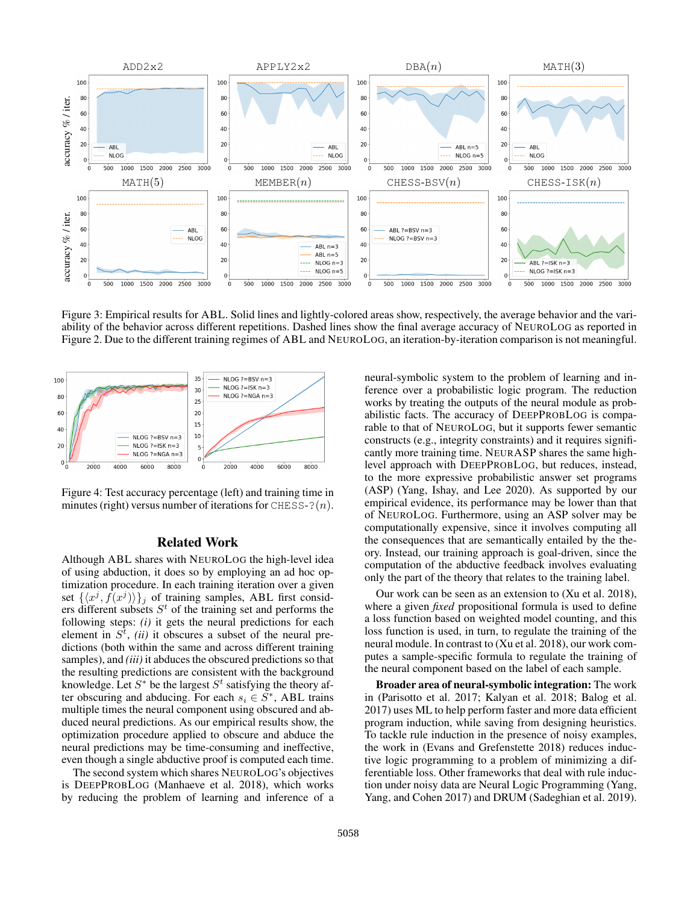Figure 3: Empirical results for ABL. Solid lines and lightly-colored areas show, respectively, the average behavior and the variability of the behavior across different repetitions. Dashed lines show the final average accuracy of NeuroLog as reported in Figure 2. Due to the different training regimes of ABL and NeuroLog, an iteration-by-iteration comparison is not meaningful.

Figure 4: Test accuracy percentage (left) and training time in minutes (right) versus number of iterations for CHESS-?($n$).

## Related Work

Although ABL shares with NeuroLog the high-level idea of using abduction, it does so by employing an ad hoc optimization procedure. In each training iteration over a given set $\{\langle x^j, f(x^j)\rangle\}_j$ of training samples, ABL first considers different subsets $S^t$ of the training set and performs the following steps: *(i)* it gets the neural predictions for each element in $S^t$, *(ii)* it obscures a subset of the neural predictions (both within the same and across different training samples), and *(iii)* it abduces the obscured predictions so that the resulting predictions are consistent with the background knowledge. Let $S^*$ be the largest $S^t$ satisfying the theory after obscuring and abducing. For each $s_i \in S^*$, ABL trains multiple times the neural component using obscured and abduced neural predictions. As our empirical results show, the optimization procedure applied to obscure and abduce the neural predictions may be time-consuming and ineffective, even though a single abductive proof is computed each time.

The second system which shares NeuroLog's objectives is DeepProbLog (Manhaeve et al. 2018), which works by reducing the problem of learning and inference of a neural-symbolic system to the problem of learning and inference over a probabilistic logic program. The reduction works by treating the outputs of the neural module as probabilistic facts. The accuracy of DeepProbLog is comparable to that of NeuroLog, but it supports fewer semantic constructs (e.g., integrity constraints) and it requires significantly more training time. NeurASP shares the same high-level approach with DeepProbLog, but reduces, instead, to the more expressive probabilistic answer set programs (ASP) (Yang, Ishay, and Lee 2020). As supported by our empirical evidence, its performance may be lower than that of NeuroLog. Furthermore, using an ASP solver may be computationally expensive, since it involves computing all the consequences that are semantically entailed by the theory. Instead, our training approach is goal-driven, since the computation of the abductive feedback involves evaluating only the part of the theory that relates to the training label.

Our work can be seen as an extension to (Xu et al. 2018), where a given *fixed* propositional formula is used to define a loss function based on weighted model counting, and this loss function is used, in turn, to regulate the training of the neural module. In contrast to (Xu et al. 2018), our work computes a sample-specific formula to regulate the training of the neural component based on the label of each sample.

**Broader area of neural-symbolic integration:** The work in (Parisotto et al. 2017; Kalyan et al. 2018; Balog et al. 2017) uses ML to help perform faster and more data efficient program induction, while saving from designing heuristics. To tackle rule induction in the presence of noisy examples, the work in (Evans and Grefenstette 2018) reduces inductive logic programming to a problem of minimizing a differentiable loss. Other frameworks that deal with rule induction under noisy data are Neural Logic Programming (Yang, Yang, and Cohen 2017) and DRUM (Sadeghian et al. 2019).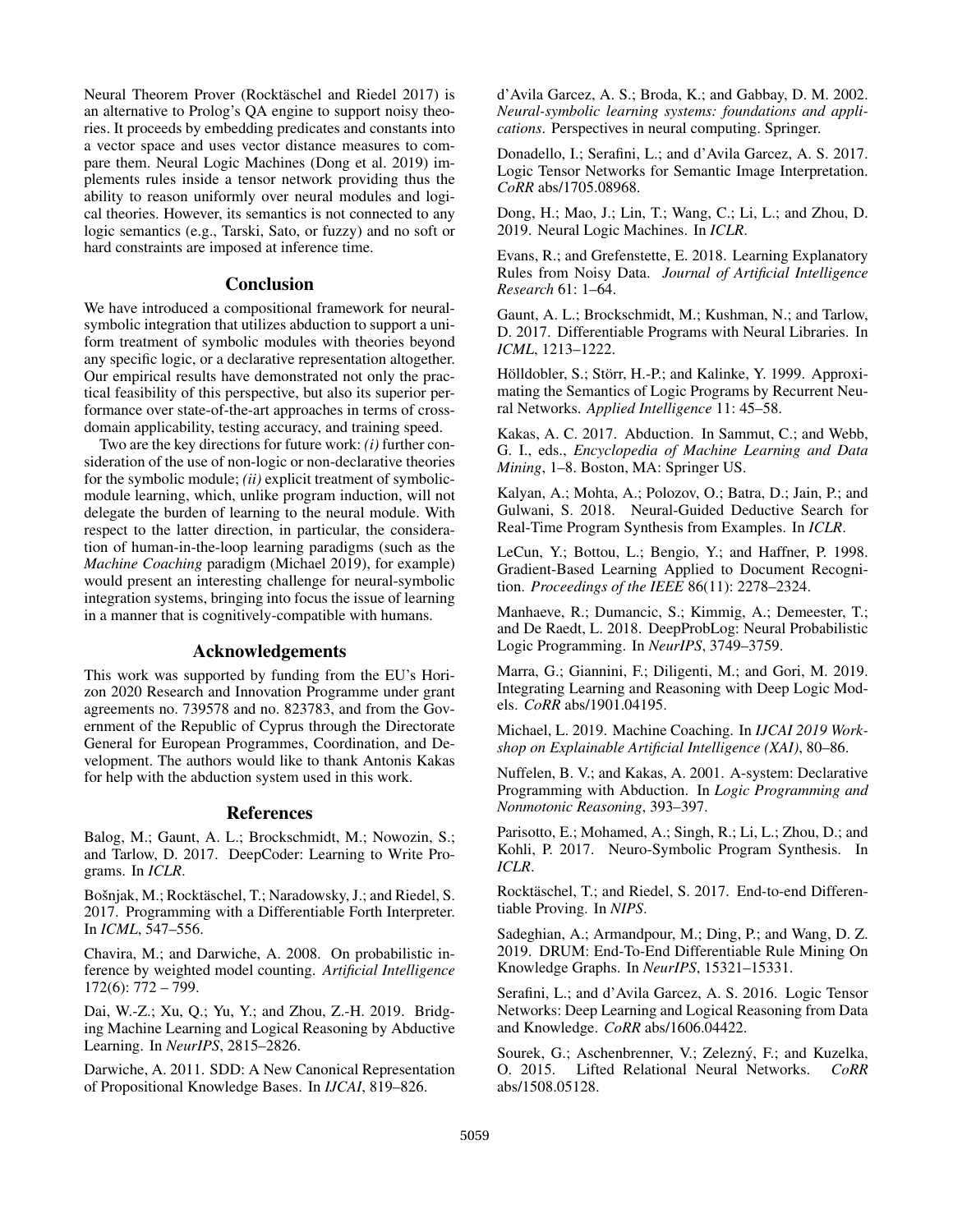Neural Theorem Prover (Rocktäschel and Riedel 2017) is an alternative to Prolog's QA engine to support noisy theories. It proceeds by embedding predicates and constants into a vector space and uses vector distance measures to compare them. Neural Logic Machines (Dong et al. 2019) implements rules inside a tensor network providing thus the ability to reason uniformly over neural modules and logical theories. However, its semantics is not connected to any logic semantics (e.g., Tarski, Sato, or fuzzy) and no soft or hard constraints are imposed at inference time.

## Conclusion

We have introduced a compositional framework for neural-symbolic integration that utilizes abduction to support a uniform treatment of symbolic modules with theories beyond any specific logic, or a declarative representation altogether. Our empirical results have demonstrated not only the practical feasibility of this perspective, but also its superior performance over state-of-the-art approaches in terms of cross-domain applicability, testing accuracy, and training speed.

Two are the key directions for future work: *(i)* further consideration of the use of non-logic or non-declarative theories for the symbolic module; *(ii)* explicit treatment of symbolic-module learning, which, unlike program induction, will not delegate the burden of learning to the neural module. With respect to the latter direction, in particular, the consideration of human-in-the-loop learning paradigms (such as the *Machine Coaching* paradigm (Michael 2019), for example) would present an interesting challenge for neural-symbolic integration systems, bringing into focus the issue of learning in a manner that is cognitively-compatible with humans.

## Acknowledgements

This work was supported by funding from the EU's Horizon 2020 Research and Innovation Programme under grant agreements no. 739578 and no. 823783, and from the Government of the Republic of Cyprus through the Directorate General for European Programmes, Coordination, and Development. The authors would like to thank Antonis Kakas for help with the abduction system used in this work.

## References

Balog, M.; Gaunt, A. L.; Brockschmidt, M.; Nowozin, S.; and Tarlow, D. 2017. DeepCoder: Learning to Write Programs. In *ICLR*.

Bošnjak, M.; Rocktäschel, T.; Naradowsky, J.; and Riedel, S. 2017. Programming with a Differentiable Forth Interpreter. In *ICML*, 547–556.

Chavira, M.; and Darwiche, A. 2008. On probabilistic inference by weighted model counting. *Artificial Intelligence* 172(6): 772 – 799.

Dai, W.-Z.; Xu, Q.; Yu, Y.; and Zhou, Z.-H. 2019. Bridging Machine Learning and Logical Reasoning by Abductive Learning. In *NeurIPS*, 2815–2826.

Darwiche, A. 2011. SDD: A New Canonical Representation of Propositional Knowledge Bases. In *IJCAI*, 819–826.

d'Avila Garcez, A. S.; Broda, K.; and Gabbay, D. M. 2002. *Neural-symbolic learning systems: foundations and applications*. Perspectives in neural computing. Springer.

Donadello, I.; Serafini, L.; and d'Avila Garcez, A. S. 2017. Logic Tensor Networks for Semantic Image Interpretation. *CoRR* abs/1705.08968.

Dong, H.; Mao, J.; Lin, T.; Wang, C.; Li, L.; and Zhou, D. 2019. Neural Logic Machines. In *ICLR*.

Evans, R.; and Grefenstette, E. 2018. Learning Explanatory Rules from Noisy Data. *Journal of Artificial Intelligence Research* 61: 1–64.

Gaunt, A. L.; Brockschmidt, M.; Kushman, N.; and Tarlow, D. 2017. Differentiable Programs with Neural Libraries. In *ICML*, 1213–1222.

Hölldobler, S.; Störr, H.-P.; and Kalinke, Y. 1999. Approximating the Semantics of Logic Programs by Recurrent Neural Networks. *Applied Intelligence* 11: 45–58.

Kakas, A. C. 2017. Abduction. In Sammut, C.; and Webb, G. I., eds., *Encyclopedia of Machine Learning and Data Mining*, 1–8. Boston, MA: Springer US.

Kalyan, A.; Mohta, A.; Polozov, O.; Batra, D.; Jain, P.; and Gulwani, S. 2018. Neural-Guided Deductive Search for Real-Time Program Synthesis from Examples. In *ICLR*.

LeCun, Y.; Bottou, L.; Bengio, Y.; and Haffner, P. 1998. Gradient-Based Learning Applied to Document Recognition. *Proceedings of the IEEE* 86(11): 2278–2324.

Manhaeve, R.; Dumancic, S.; Kimmig, A.; Demeester, T.; and De Raedt, L. 2018. DeepProbLog: Neural Probabilistic Logic Programming. In *NeurIPS*, 3749–3759.

Marra, G.; Giannini, F.; Diligenti, M.; and Gori, M. 2019. Integrating Learning and Reasoning with Deep Logic Models. *CoRR* abs/1901.04195.

Michael, L. 2019. Machine Coaching. In *IJCAI 2019 Workshop on Explainable Artificial Intelligence (XAI)*, 80–86.

Nuffelen, B. V.; and Kakas, A. 2001. A-system: Declarative Programming with Abduction. In *Logic Programming and Nonmotonic Reasoning*, 393–397.

Parisotto, E.; Mohamed, A.; Singh, R.; Li, L.; Zhou, D.; and Kohli, P. 2017. Neuro-Symbolic Program Synthesis. In *ICLR*.

Rocktäschel, T.; and Riedel, S. 2017. End-to-end Differentiable Proving. In *NIPS*.

Sadeghian, A.; Armandpour, M.; Ding, P.; and Wang, D. Z. 2019. DRUM: End-To-End Differentiable Rule Mining On Knowledge Graphs. In *NeurIPS*, 15321–15331.

Serafini, L.; and d'Avila Garcez, A. S. 2016. Logic Tensor Networks: Deep Learning and Logical Reasoning from Data and Knowledge. *CoRR* abs/1606.04422.

Sourek, G.; Aschenbrenner, V.; Zeleznÿ, F.; and Kuzelka, O. 2015. Lifted Relational Neural Networks. *CoRR* abs/1508.05128.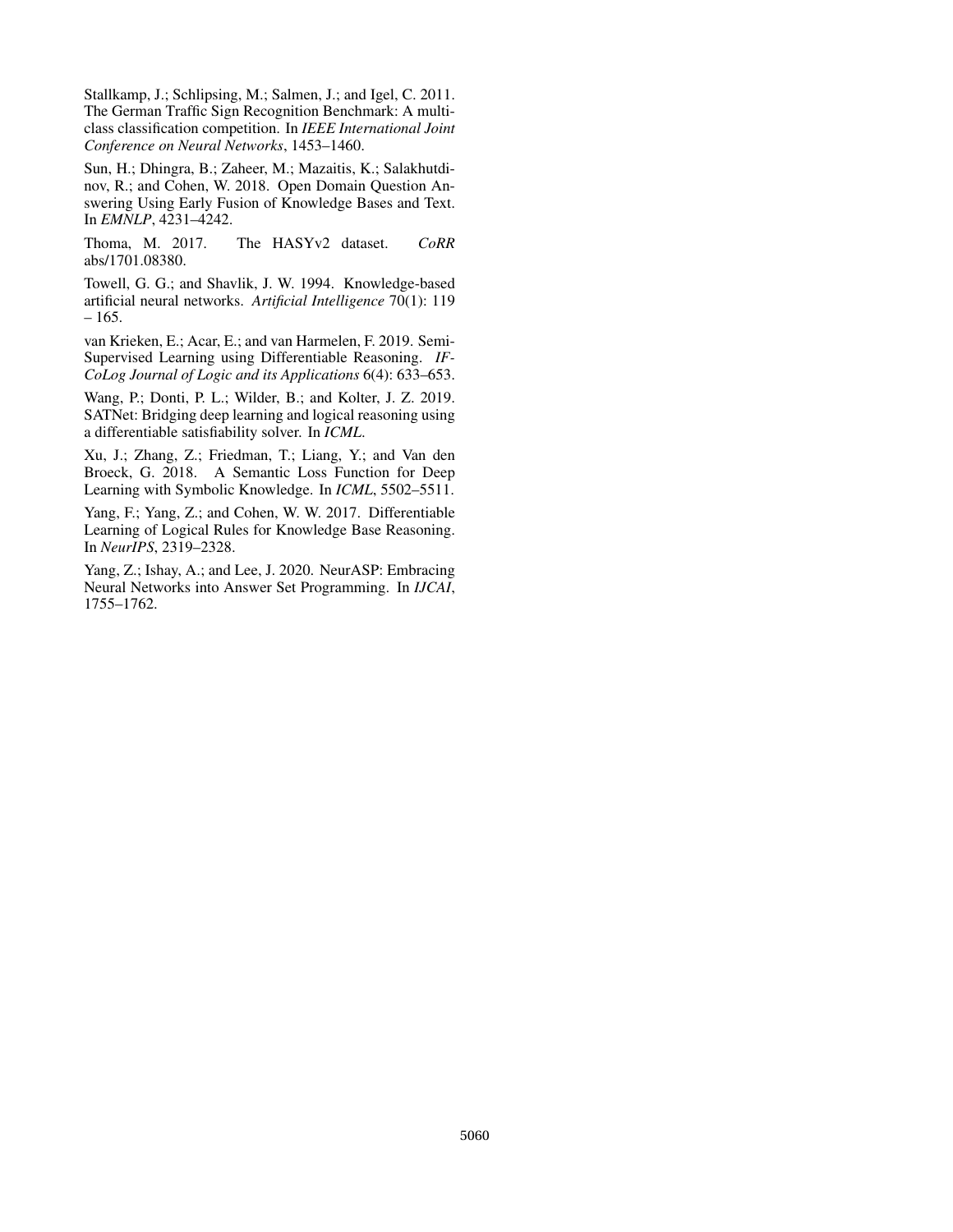Stallkamp, J.; Schlipsing, M.; Salmen, J.; and Igel, C. 2011. The German Traffic Sign Recognition Benchmark: A multi-class classification competition. In *IEEE International Joint Conference on Neural Networks*, 1453–1460.

Sun, H.; Dhingra, B.; Zaheer, M.; Mazaitis, K.; Salakhutdinov, R.; and Cohen, W. 2018. Open Domain Question Answering Using Early Fusion of Knowledge Bases and Text. In *EMNLP*, 4231–4242.

Thoma, M. 2017. The HASYv2 dataset. *CoRR* abs/1701.08380.

Towell, G. G.; and Shavlik, J. W. 1994. Knowledge-based artificial neural networks. *Artificial Intelligence* 70(1): 119 – 165.

van Krieken, E.; Acar, E.; and van Harmelen, F. 2019. Semi-Supervised Learning using Differentiable Reasoning. *IF-CoLog Journal of Logic and its Applications* 6(4): 633–653.

Wang, P.; Donti, P. L.; Wilder, B.; and Kolter, J. Z. 2019. SATNet: Bridging deep learning and logical reasoning using a differentiable satisfiability solver. In *ICML*.

Xu, J.; Zhang, Z.; Friedman, T.; Liang, Y.; and Van den Broeck, G. 2018. A Semantic Loss Function for Deep Learning with Symbolic Knowledge. In *ICML*, 5502–5511.

Yang, F.; Yang, Z.; and Cohen, W. W. 2017. Differentiable Learning of Logical Rules for Knowledge Base Reasoning. In *NeurIPS*, 2319–2328.

Yang, Z.; Ishay, A.; and Lee, J. 2020. NeurASP: Embracing Neural Networks into Answer Set Programming. In *IJCAI*, 1755–1762.